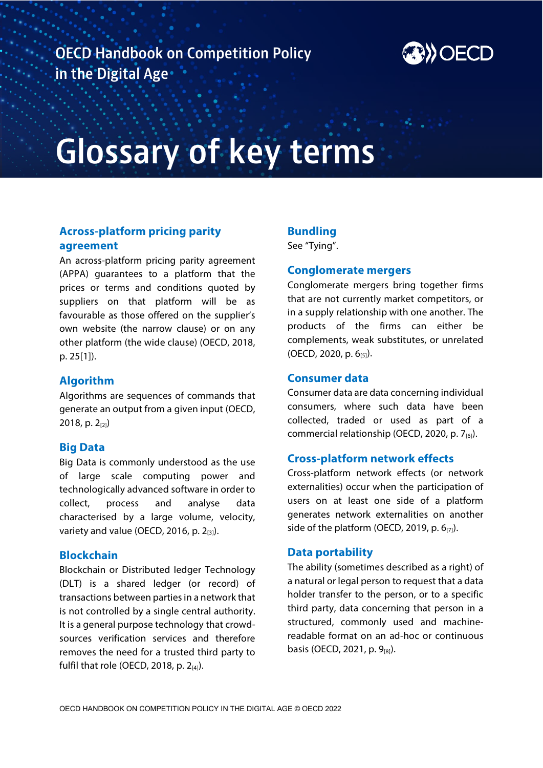OECD Handbook on Competition Policy in the Digital Age

# Glossary of key terms

### Across-platform pricing parity agreement

An across-platform pricing parity agreement (APPA) guarantees to a platform that the prices or terms and conditions quoted by suppliers on that platform will be as favourable as those offered on the supplier's own website (the narrow clause) or on any other platform (the wide clause) (OECD, 2018, p. 25[1]).

### Algorithm

Algorithms are sequences of commands that generate an output from a given input (OECD, 2018, p. 2[2])

### Big Data

Big Data is commonly understood as the use of large scale computing power and technologically advanced software in order to collect, process and analyse data characterised by a large volume, velocity, variety and value (OECD, 2016, p. 2[3]).

### Blockchain

Blockchain or Distributed ledger Technology (DLT) is a shared ledger (or record) of transactions between parties in a network that is not controlled by a single central authority. It is a general purpose technology that crowd-sources verification services and therefore removes the need for a trusted third party to fulfil that role (OECD, 2018, p. 2[4]).

### Bundling

See "Tying".

### Conglomerate mergers

Conglomerate mergers bring together firms that are not currently market competitors, or in a supply relationship with one another. The products of the firms can either be complements, weak substitutes, or unrelated (OECD, 2020, p. 6[5]).

### Consumer data

Consumer data are data concerning individual consumers, where such data have been collected, traded or used as part of a commercial relationship (OECD, 2020, p. 7[6]).

### Cross-platform network effects

Cross-platform network effects (or network externalities) occur when the participation of users on at least one side of a platform generates network externalities on another side of the platform (OECD, 2019, p. 6[7]).

### Data portability

The ability (sometimes described as a right) of a natural or legal person to request that a data holder transfer to the person, or to a specific third party, data concerning that person in a structured, commonly used and machine-readable format on an ad-hoc or continuous basis (OECD, 2021, p. 9[8]).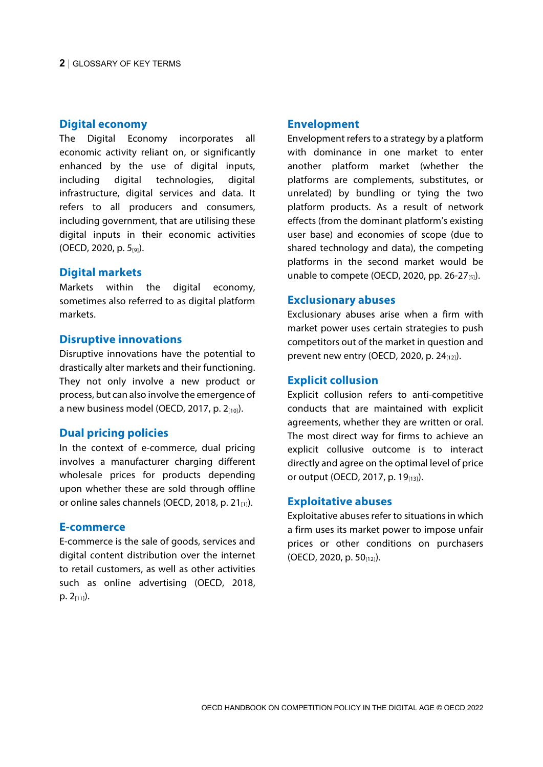## Digital economy

The Digital Economy incorporates all economic activity reliant on, or significantly enhanced by the use of digital inputs, including digital technologies, digital infrastructure, digital services and data. It refers to all producers and consumers, including government, that are utilising these digital inputs in their economic activities (OECD, 2020, p. 5[9]).

## Digital markets

Markets within the digital economy, sometimes also referred to as digital platform markets.

## Disruptive innovations

Disruptive innovations have the potential to drastically alter markets and their functioning. They not only involve a new product or process, but can also involve the emergence of a new business model (OECD, 2017, p. 2[10]).

## Dual pricing policies

In the context of e-commerce, dual pricing involves a manufacturer charging different wholesale prices for products depending upon whether these are sold through offline or online sales channels (OECD, 2018, p. 21[1]).

## E-commerce

E-commerce is the sale of goods, services and digital content distribution over the internet to retail customers, as well as other activities such as online advertising (OECD, 2018, p. 2[11]).

## Envelopment

Envelopment refers to a strategy by a platform with dominance in one market to enter another platform market (whether the platforms are complements, substitutes, or unrelated) by bundling or tying the two platform products. As a result of network effects (from the dominant platform's existing user base) and economies of scope (due to shared technology and data), the competing platforms in the second market would be unable to compete (OECD, 2020, pp. 26-27[5]).

## Exclusionary abuses

Exclusionary abuses arise when a firm with market power uses certain strategies to push competitors out of the market in question and prevent new entry (OECD, 2020, p. 24[12]).

## Explicit collusion

Explicit collusion refers to anti-competitive conducts that are maintained with explicit agreements, whether they are written or oral. The most direct way for firms to achieve an explicit collusive outcome is to interact directly and agree on the optimal level of price or output (OECD, 2017, p. 19[13]).

## Exploitative abuses

Exploitative abuses refer to situations in which a firm uses its market power to impose unfair prices or other conditions on purchasers (OECD, 2020, p. 50[12]).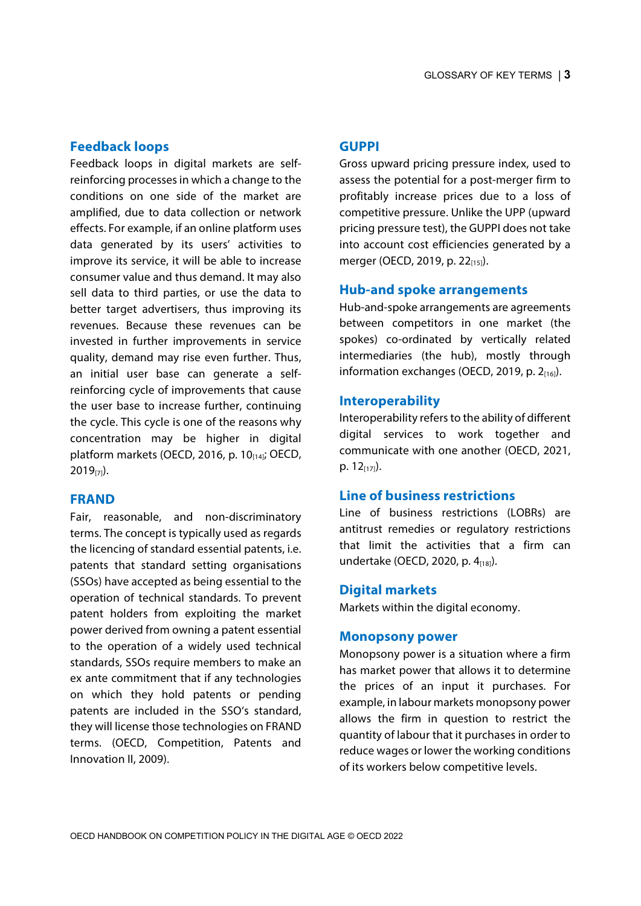### Feedback loops

Feedback loops in digital markets are self-reinforcing processes in which a change to the conditions on one side of the market are amplified, due to data collection or network effects. For example, if an online platform uses data generated by its users' activities to improve its service, it will be able to increase consumer value and thus demand. It may also sell data to third parties, or use the data to better target advertisers, thus improving its revenues. Because these revenues can be invested in further improvements in service quality, demand may rise even further. Thus, an initial user base can generate a self-reinforcing cycle of improvements that cause the user base to increase further, continuing the cycle. This cycle is one of the reasons why concentration may be higher in digital platform markets (OECD, 2016, p. 10[14]; OECD, 2019[7]).

### FRAND

Fair, reasonable, and non-discriminatory terms. The concept is typically used as regards the licencing of standard essential patents, i.e. patents that standard setting organisations (SSOs) have accepted as being essential to the operation of technical standards. To prevent patent holders from exploiting the market power derived from owning a patent essential to the operation of a widely used technical standards, SSOs require members to make an ex ante commitment that if any technologies on which they hold patents or pending patents are included in the SSO's standard, they will license those technologies on FRAND terms. (OECD, Competition, Patents and Innovation II, 2009).

### GUPPI

Gross upward pricing pressure index, used to assess the potential for a post-merger firm to profitably increase prices due to a loss of competitive pressure. Unlike the UPP (upward pricing pressure test), the GUPPI does not take into account cost efficiencies generated by a merger (OECD, 2019, p. 22[15]).

### Hub-and spoke arrangements

Hub-and-spoke arrangements are agreements between competitors in one market (the spokes) co-ordinated by vertically related intermediaries (the hub), mostly through information exchanges (OECD, 2019, p. 2[16]).

### Interoperability

Interoperability refers to the ability of different digital services to work together and communicate with one another (OECD, 2021, p. 12[17]).

### Line of business restrictions

Line of business restrictions (LOBRs) are antitrust remedies or regulatory restrictions that limit the activities that a firm can undertake (OECD, 2020, p. 4[18]).

### Digital markets

Markets within the digital economy.

### Monopsony power

Monopsony power is a situation where a firm has market power that allows it to determine the prices of an input it purchases. For example, in labour markets monopsony power allows the firm in question to restrict the quantity of labour that it purchases in order to reduce wages or lower the working conditions of its workers below competitive levels.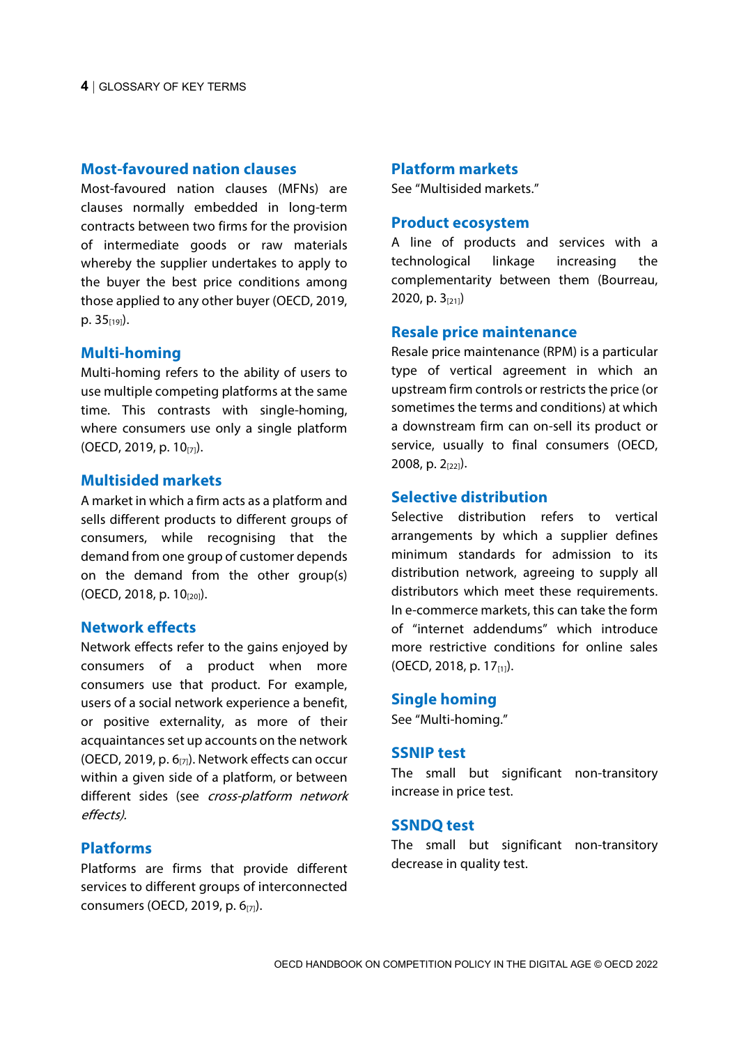### Most-favoured nation clauses

Most-favoured nation clauses (MFNs) are clauses normally embedded in long-term contracts between two firms for the provision of intermediate goods or raw materials whereby the supplier undertakes to apply to the buyer the best price conditions among those applied to any other buyer (OECD, 2019, p. 35[19]).

### Multi-homing

Multi-homing refers to the ability of users to use multiple competing platforms at the same time. This contrasts with single-homing, where consumers use only a single platform (OECD, 2019, p. 10[7]).

### Multisided markets

A market in which a firm acts as a platform and sells different products to different groups of consumers, while recognising that the demand from one group of customer depends on the demand from the other group(s) (OECD, 2018, p. 10[20]).

### Network effects

Network effects refer to the gains enjoyed by consumers of a product when more consumers use that product. For example, users of a social network experience a benefit, or positive externality, as more of their acquaintances set up accounts on the network (OECD, 2019, p. 6[7]). Network effects can occur within a given side of a platform, or between different sides (see *cross-platform network effects).*

### Platforms

Platforms are firms that provide different services to different groups of interconnected consumers (OECD, 2019, p. 6[7]).

### Platform markets

See "Multisided markets."

### Product ecosystem

A line of products and services with a technological linkage increasing the complementarity between them (Bourreau, 2020, p. 3[21])

### Resale price maintenance

Resale price maintenance (RPM) is a particular type of vertical agreement in which an upstream firm controls or restricts the price (or sometimes the terms and conditions) at which a downstream firm can on-sell its product or service, usually to final consumers (OECD, 2008, p. 2[22]).

### Selective distribution

Selective distribution refers to vertical arrangements by which a supplier defines minimum standards for admission to its distribution network, agreeing to supply all distributors which meet these requirements. In e-commerce markets, this can take the form of "internet addendums" which introduce more restrictive conditions for online sales (OECD, 2018, p. 17[1]).

### Single homing

See "Multi-homing."

### SSNIP test

The small but significant non-transitory increase in price test.

### SSNDQ test

The small but significant non-transitory decrease in quality test.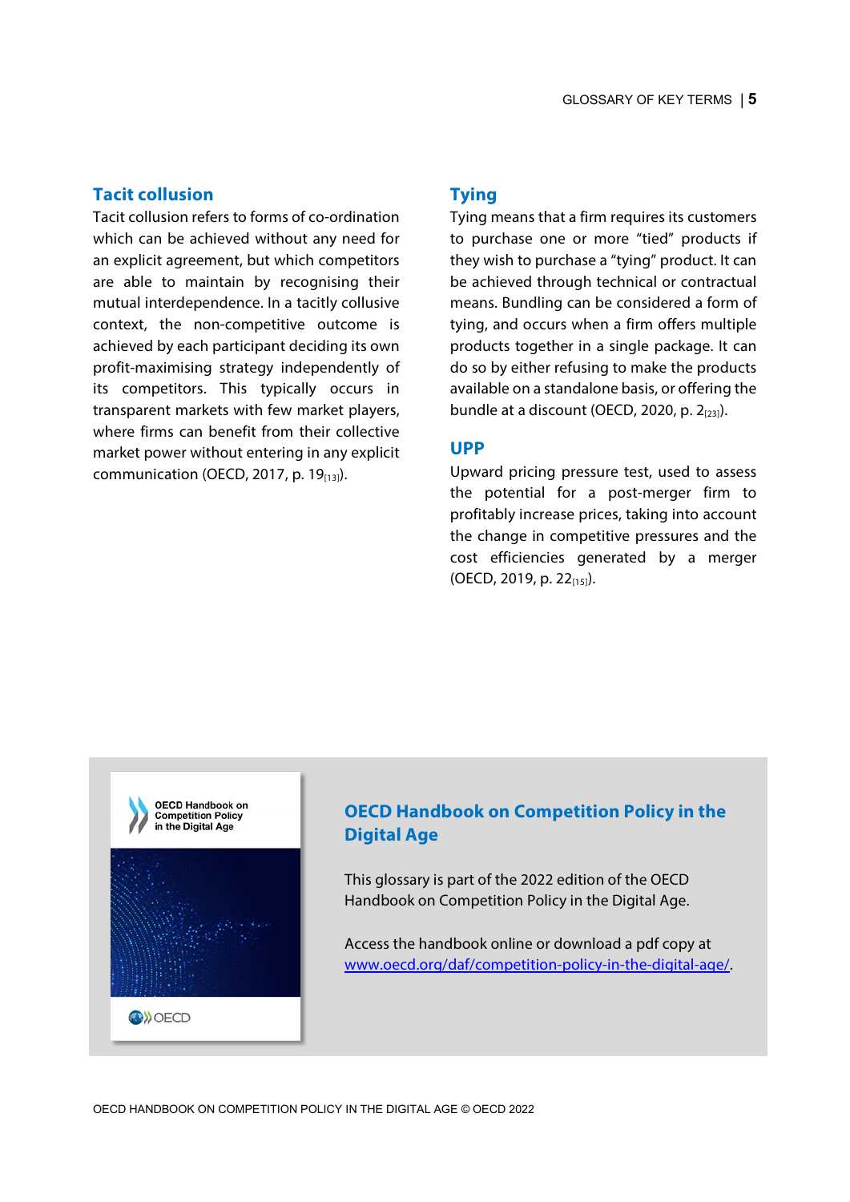### Tacit collusion

Tacit collusion refers to forms of co-ordination which can be achieved without any need for an explicit agreement, but which competitors are able to maintain by recognising their mutual interdependence. In a tacitly collusive context, the non-competitive outcome is achieved by each participant deciding its own profit-maximising strategy independently of its competitors. This typically occurs in transparent markets with few market players, where firms can benefit from their collective market power without entering in any explicit communication (OECD, 2017, p. 19[13]).

### Tying

Tying means that a firm requires its customers to purchase one or more "tied" products if they wish to purchase a "tying" product. It can be achieved through technical or contractual means. Bundling can be considered a form of tying, and occurs when a firm offers multiple products together in a single package. It can do so by either refusing to make the products available on a standalone basis, or offering the bundle at a discount (OECD, 2020, p. 2[23]).

### UPP

Upward pricing pressure test, used to assess the potential for a post-merger firm to profitably increase prices, taking into account the change in competitive pressures and the cost efficiencies generated by a merger (OECD, 2019, p. 22[15]).

## OECD Handbook on Competition Policy in the Digital Age

This glossary is part of the 2022 edition of the OECD Handbook on Competition Policy in the Digital Age.

Access the handbook online or download a pdf copy at [www.oecd.org/daf/competition-policy-in-the-digital-age/](http://www.oecd.org/daf/competition-policy-in-the-digital-age/).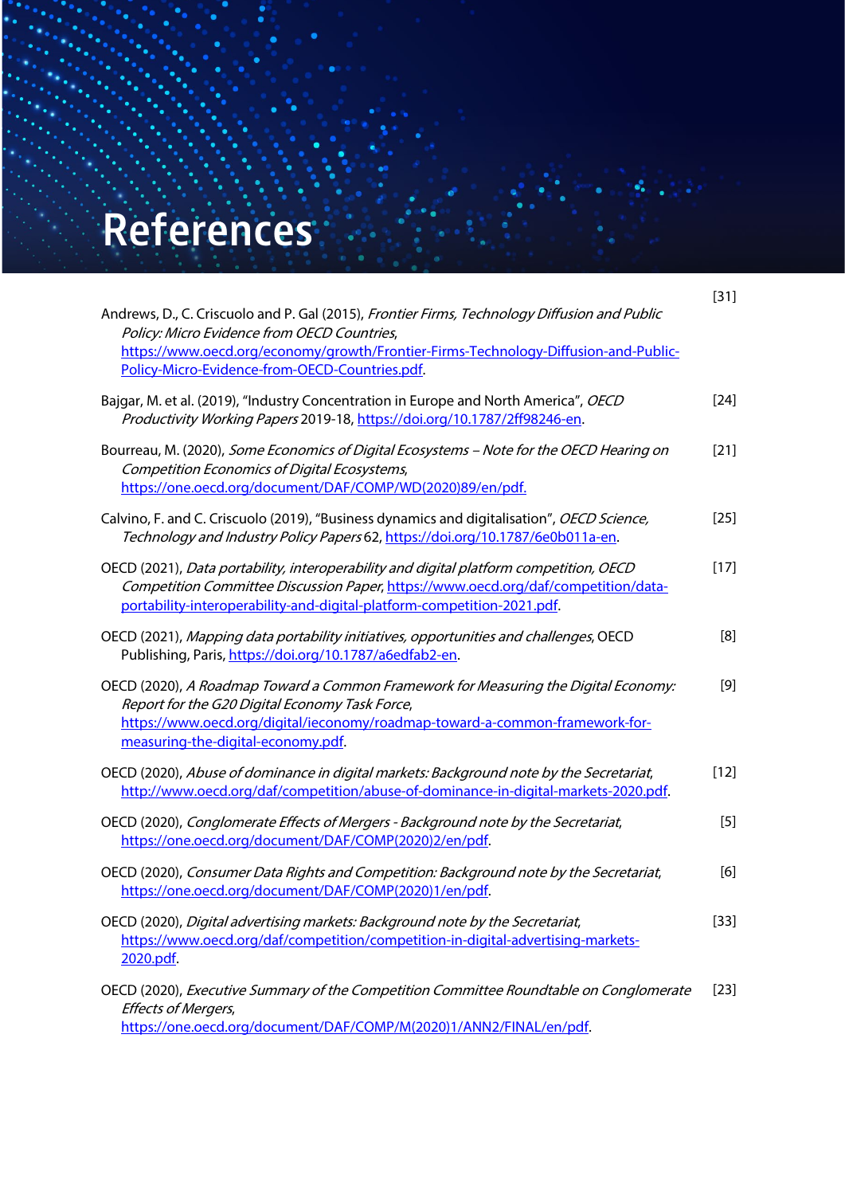# References

Andrews, D., C. Criscuolo and P. Gal (2015), *Frontier Firms, Technology Diffusion and Public Policy: Micro Evidence from OECD Countries*, https://www.oecd.org/economy/growth/Frontier-Firms-Technology-Diffusion-and-Public-Policy-Micro-Evidence-from-OECD-Countries.pdf. [31]

Bajgar, M. et al. (2019), "Industry Concentration in Europe and North America", *OECD Productivity Working Papers* 2019-18, https://doi.org/10.1787/2ff98246-en. [24]

Bourreau, M. (2020), *Some Economics of Digital Ecosystems – Note for the OECD Hearing on Competition Economics of Digital Ecosystems*, https://one.oecd.org/document/DAF/COMP/WD(2020)89/en/pdf. [21]

Calvino, F. and C. Criscuolo (2019), "Business dynamics and digitalisation", *OECD Science, Technology and Industry Policy Papers* 62, https://doi.org/10.1787/6e0b011a-en. [25]

OECD (2021), *Data portability, interoperability and digital platform competition, OECD Competition Committee Discussion Paper*, https://www.oecd.org/daf/competition/data-portability-interoperability-and-digital-platform-competition-2021.pdf. [17]

OECD (2021), *Mapping data portability initiatives, opportunities and challenges*, OECD Publishing, Paris, https://doi.org/10.1787/a6edfab2-en. [8]

OECD (2020), *A Roadmap Toward a Common Framework for Measuring the Digital Economy: Report for the G20 Digital Economy Task Force*, https://www.oecd.org/digital/ieconomy/roadmap-toward-a-common-framework-for-measuring-the-digital-economy.pdf. [9]

OECD (2020), *Abuse of dominance in digital markets: Background note by the Secretariat*, http://www.oecd.org/daf/competition/abuse-of-dominance-in-digital-markets-2020.pdf. [12]

OECD (2020), *Conglomerate Effects of Mergers - Background note by the Secretariat*, https://one.oecd.org/document/DAF/COMP(2020)2/en/pdf. [5]

OECD (2020), *Consumer Data Rights and Competition: Background note by the Secretariat*, https://one.oecd.org/document/DAF/COMP(2020)1/en/pdf. [6]

OECD (2020), *Digital advertising markets: Background note by the Secretariat*, https://www.oecd.org/daf/competition/competition-in-digital-advertising-markets-2020.pdf. [33]

OECD (2020), *Executive Summary of the Competition Committee Roundtable on Conglomerate Effects of Mergers*, https://one.oecd.org/document/DAF/COMP/M(2020)1/ANN2/FINAL/en/pdf. [23]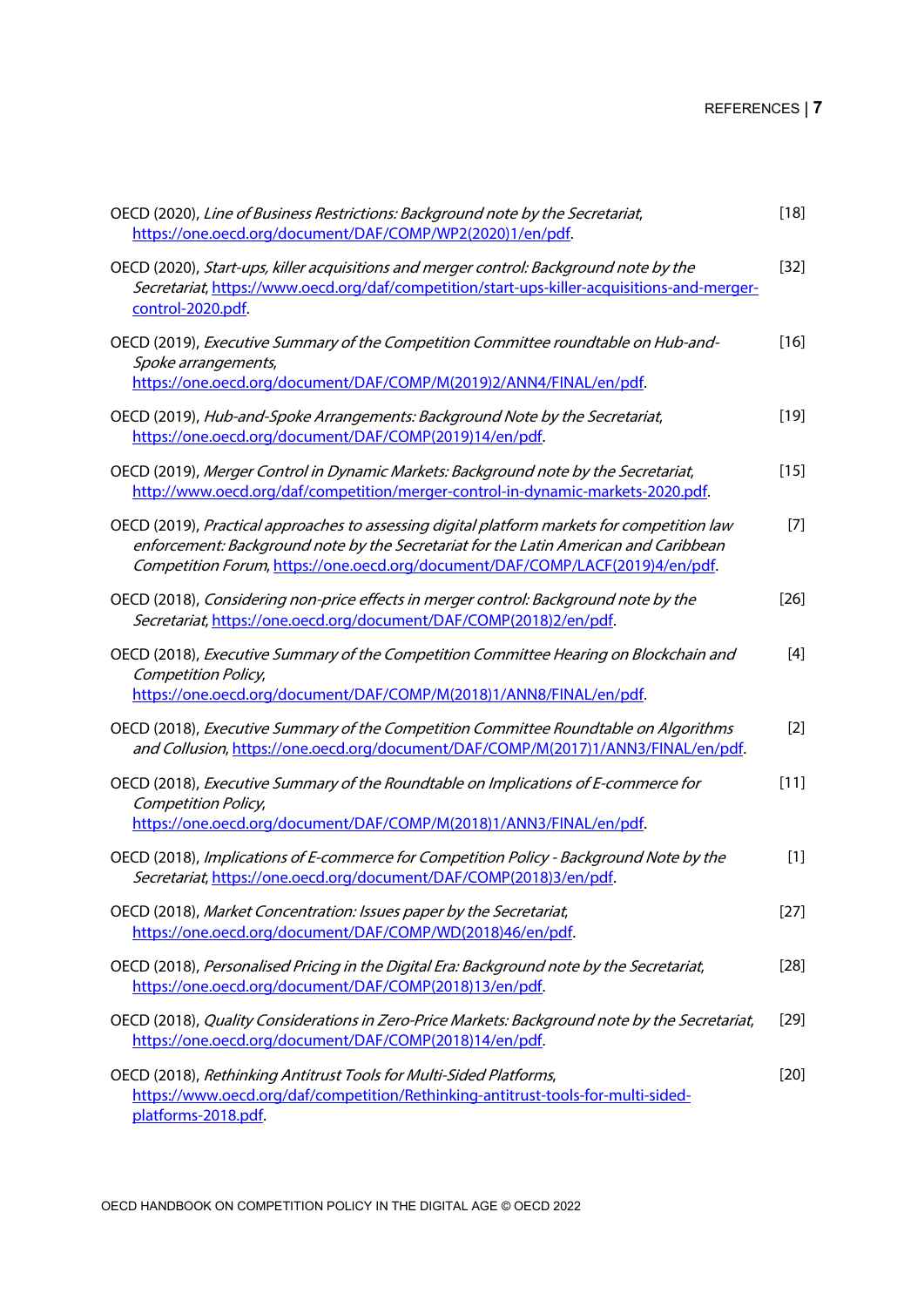OECD (2020), *Line of Business Restrictions: Background note by the Secretariat*, https://one.oecd.org/document/DAF/COMP/WP2(2020)1/en/pdf. [18]

OECD (2020), *Start-ups, killer acquisitions and merger control: Background note by the Secretariat*, https://www.oecd.org/daf/competition/start-ups-killer-acquisitions-and-merger-control-2020.pdf. [32]

OECD (2019), *Executive Summary of the Competition Committee roundtable on Hub-and-Spoke arrangements*, https://one.oecd.org/document/DAF/COMP/M(2019)2/ANN4/FINAL/en/pdf. [16]

OECD (2019), *Hub-and-Spoke Arrangements: Background Note by the Secretariat*, https://one.oecd.org/document/DAF/COMP(2019)14/en/pdf. [19]

OECD (2019), *Merger Control in Dynamic Markets: Background note by the Secretariat*, http://www.oecd.org/daf/competition/merger-control-in-dynamic-markets-2020.pdf. [15]

OECD (2019), *Practical approaches to assessing digital platform markets for competition law enforcement: Background note by the Secretariat for the Latin American and Caribbean Competition Forum*, https://one.oecd.org/document/DAF/COMP/LACF(2019)4/en/pdf. [7]

OECD (2018), *Considering non-price effects in merger control: Background note by the Secretariat*, https://one.oecd.org/document/DAF/COMP(2018)2/en/pdf. [26]

OECD (2018), *Executive Summary of the Competition Committee Hearing on Blockchain and Competition Policy*, https://one.oecd.org/document/DAF/COMP/M(2018)1/ANN8/FINAL/en/pdf. [4]

OECD (2018), *Executive Summary of the Competition Committee Roundtable on Algorithms and Collusion*, https://one.oecd.org/document/DAF/COMP/M(2017)1/ANN3/FINAL/en/pdf. [2]

OECD (2018), *Executive Summary of the Roundtable on Implications of E-commerce for Competition Policy*, https://one.oecd.org/document/DAF/COMP/M(2018)1/ANN3/FINAL/en/pdf. [11]

OECD (2018), *Implications of E-commerce for Competition Policy - Background Note by the Secretariat*, https://one.oecd.org/document/DAF/COMP(2018)3/en/pdf. [1]

OECD (2018), *Market Concentration: Issues paper by the Secretariat*, https://one.oecd.org/document/DAF/COMP/WD(2018)46/en/pdf. [27]

OECD (2018), *Personalised Pricing in the Digital Era: Background note by the Secretariat*, https://one.oecd.org/document/DAF/COMP(2018)13/en/pdf. [28]

OECD (2018), *Quality Considerations in Zero-Price Markets: Background note by the Secretariat*, https://one.oecd.org/document/DAF/COMP(2018)14/en/pdf. [29]

OECD (2018), *Rethinking Antitrust Tools for Multi-Sided Platforms*, https://www.oecd.org/daf/competition/Rethinking-antitrust-tools-for-multi-sided-platforms-2018.pdf. [20]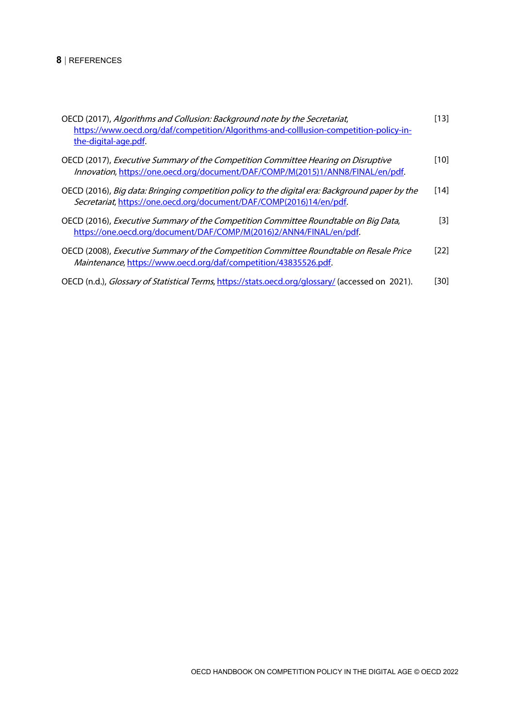OECD (2017), *Algorithms and Collusion: Background note by the Secretariat*, https://www.oecd.org/daf/competition/Algorithms-and-colllusion-competition-policy-in-the-digital-age.pdf. [13]

OECD (2017), *Executive Summary of the Competition Committee Hearing on Disruptive Innovation*, https://one.oecd.org/document/DAF/COMP/M(2015)1/ANN8/FINAL/en/pdf. [10]

OECD (2016), *Big data: Bringing competition policy to the digital era: Background paper by the Secretariat*, https://one.oecd.org/document/DAF/COMP(2016)14/en/pdf. [14]

OECD (2016), *Executive Summary of the Competition Committee Roundtable on Big Data*, https://one.oecd.org/document/DAF/COMP/M(2016)2/ANN4/FINAL/en/pdf. [3]

OECD (2008), *Executive Summary of the Competition Committee Roundtable on Resale Price Maintenance*, https://www.oecd.org/daf/competition/43835526.pdf. [22]

OECD (n.d.), *Glossary of Statistical Terms*, https://stats.oecd.org/glossary/ (accessed on 2021). [30]